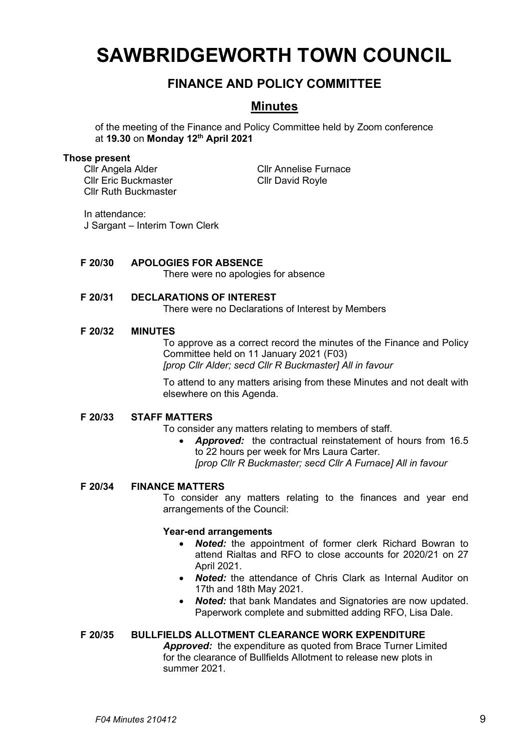# SAWBRIDGEWORTH TOWN COUNCIL

## FINANCE AND POLICY COMMITTEE

## Minutes

of the meeting of the Finance and Policy Committee held by Zoom conference at **19.30** on **Monday 12th April 2021**

**Those present**

Cllr Angela Alder
Cllr Eric Buckmaster
Cllr Ruth Buckmaster
Cllr Annelise Furnace
Cllr David Royle

In attendance:
J Sargant – Interim Town Clerk

**F 20/30 APOLOGIES FOR ABSENCE**

There were no apologies for absence

**F 20/31 DECLARATIONS OF INTEREST**

There were no Declarations of Interest by Members

**F 20/32 MINUTES**

To approve as a correct record the minutes of the Finance and Policy Committee held on 11 January 2021 (F03)
*[prop Cllr Alder; secd Cllr R Buckmaster] All in favour*

To attend to any matters arising from these Minutes and not dealt with elsewhere on this Agenda.

**F 20/33 STAFF MATTERS**

To consider any matters relating to members of staff.

- ***Approved:*** the contractual reinstatement of hours from 16.5 to 22 hours per week for Mrs Laura Carter.
*[prop Cllr R Buckmaster; secd Cllr A Furnace] All in favour*

**F 20/34 FINANCE MATTERS**

To consider any matters relating to the finances and year end arrangements of the Council:

**Year-end arrangements**

- ***Noted:*** the appointment of former clerk Richard Bowran to attend Rialtas and RFO to close accounts for 2020/21 on 27 April 2021.
- ***Noted:*** the attendance of Chris Clark as Internal Auditor on 17th and 18th May 2021.
- ***Noted:*** that bank Mandates and Signatories are now updated. Paperwork complete and submitted adding RFO, Lisa Dale.

**F 20/35 BULLFIELDS ALLOTMENT CLEARANCE WORK EXPENDITURE**

***Approved:*** the expenditure as quoted from Brace Turner Limited for the clearance of Bullfields Allotment to release new plots in summer 2021.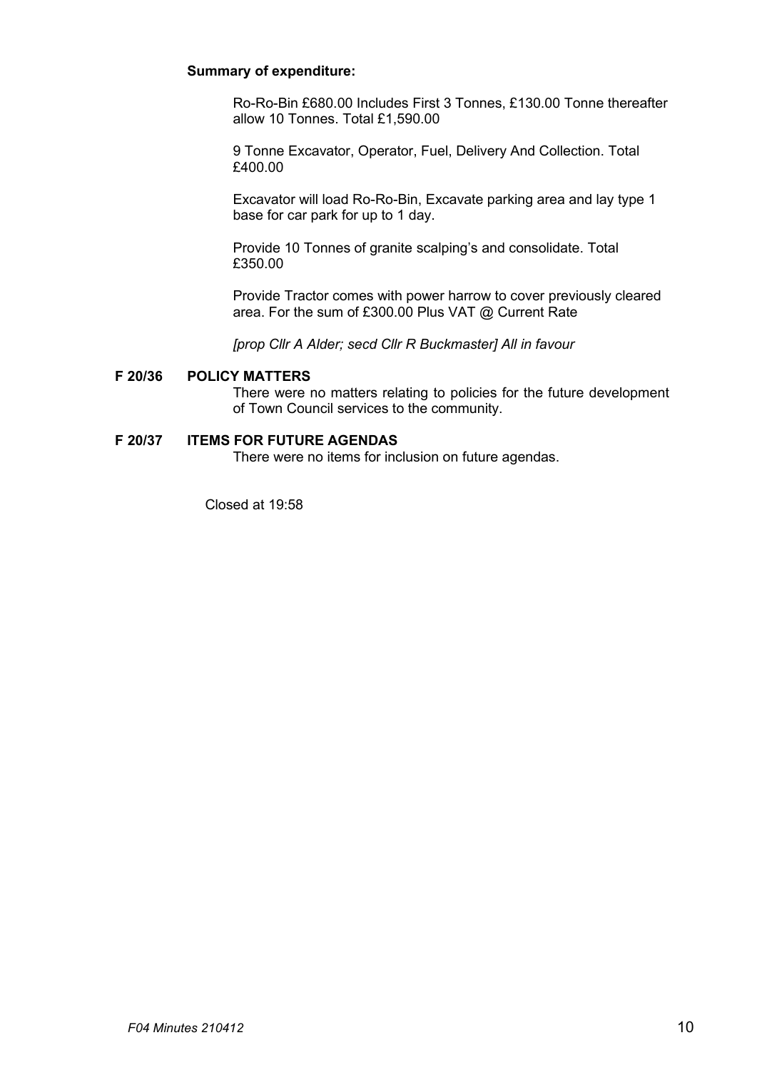**Summary of expenditure:**

Ro-Ro-Bin £680.00 Includes First 3 Tonnes, £130.00 Tonne thereafter allow 10 Tonnes. Total £1,590.00

9 Tonne Excavator, Operator, Fuel, Delivery And Collection. Total £400.00

Excavator will load Ro-Ro-Bin, Excavate parking area and lay type 1 base for car park for up to 1 day.

Provide 10 Tonnes of granite scalping's and consolidate. Total £350.00

Provide Tractor comes with power harrow to cover previously cleared area. For the sum of £300.00 Plus VAT @ Current Rate

*[prop Cllr A Alder; secd Cllr R Buckmaster] All in favour*

**F 20/36 POLICY MATTERS**

There were no matters relating to policies for the future development of Town Council services to the community.

**F 20/37 ITEMS FOR FUTURE AGENDAS**

There were no items for inclusion on future agendas.

Closed at 19:58